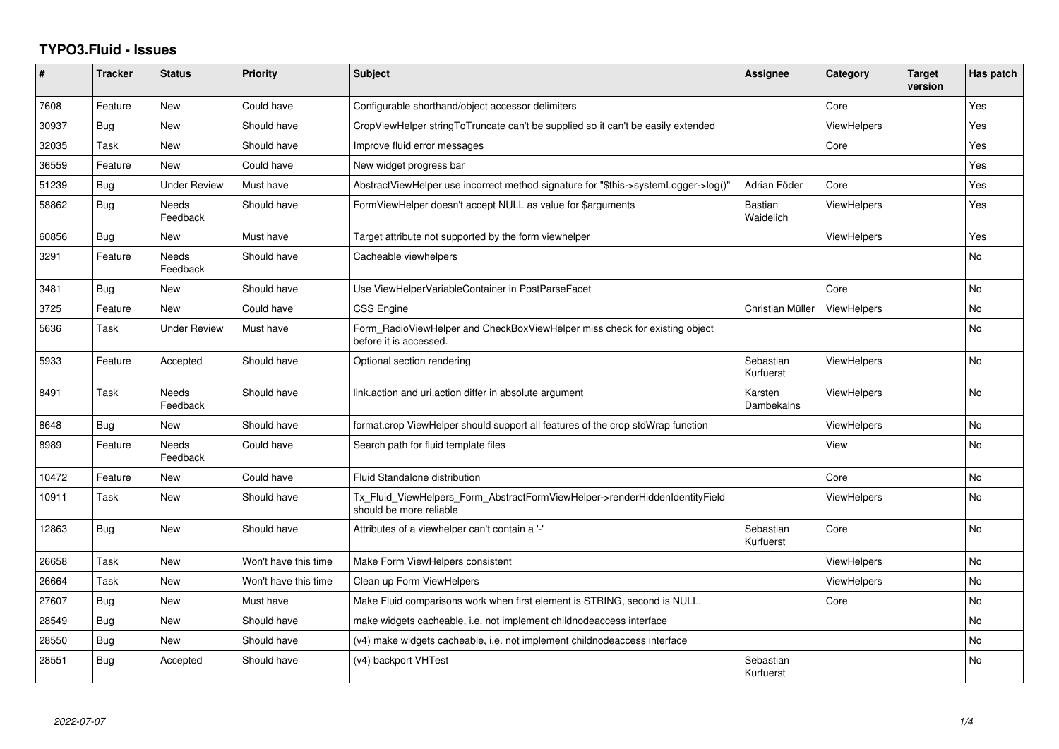# TYPO3.Fluid - Issues

| # | Tracker | Status | Priority | Subject | Assignee | Category | Target version | Has patch |
|---|---|---|---|---|---|---|---|---|
| 7608 | Feature | New | Could have | Configurable shorthand/object accessor delimiters | | Core | | Yes |
| 30937 | Bug | New | Should have | CropViewHelper stringToTruncate can't be supplied so it can't be easily extended | | ViewHelpers | | Yes |
| 32035 | Task | New | Should have | Improve fluid error messages | | Core | | Yes |
| 36559 | Feature | New | Could have | New widget progress bar | | | | Yes |
| 51239 | Bug | Under Review | Must have | AbstractViewHelper use incorrect method signature for "$this->systemLogger->log()" | Adrian Föder | Core | | Yes |
| 58862 | Bug | Needs Feedback | Should have | FormViewHelper doesn't accept NULL as value for $arguments | Bastian Waidelich | ViewHelpers | | Yes |
| 60856 | Bug | New | Must have | Target attribute not supported by the form viewhelper | | ViewHelpers | | Yes |
| 3291 | Feature | Needs Feedback | Should have | Cacheable viewhelpers | | | | No |
| 3481 | Bug | New | Should have | Use ViewHelperVariableContainer in PostParseFacet | | Core | | No |
| 3725 | Feature | New | Could have | CSS Engine | Christian Müller | ViewHelpers | | No |
| 5636 | Task | Under Review | Must have | Form_RadioViewHelper and CheckBoxViewHelper miss check for existing object before it is accessed. | | | | No |
| 5933 | Feature | Accepted | Should have | Optional section rendering | Sebastian Kurfuerst | ViewHelpers | | No |
| 8491 | Task | Needs Feedback | Should have | link.action and uri.action differ in absolute argument | Karsten Dambekalns | ViewHelpers | | No |
| 8648 | Bug | New | Should have | format.crop ViewHelper should support all features of the crop stdWrap function | | ViewHelpers | | No |
| 8989 | Feature | Needs Feedback | Could have | Search path for fluid template files | | View | | No |
| 10472 | Feature | New | Could have | Fluid Standalone distribution | | Core | | No |
| 10911 | Task | New | Should have | Tx_Fluid_ViewHelpers_Form_AbstractFormViewHelper->renderHiddenIdentityField should be more reliable | | ViewHelpers | | No |
| 12863 | Bug | New | Should have | Attributes of a viewhelper can't contain a '-' | Sebastian Kurfuerst | Core | | No |
| 26658 | Task | New | Won't have this time | Make Form ViewHelpers consistent | | ViewHelpers | | No |
| 26664 | Task | New | Won't have this time | Clean up Form ViewHelpers | | ViewHelpers | | No |
| 27607 | Bug | New | Must have | Make Fluid comparisons work when first element is STRING, second is NULL. | | Core | | No |
| 28549 | Bug | New | Should have | make widgets cacheable, i.e. not implement childnodeaccess interface | | | | No |
| 28550 | Bug | New | Should have | (v4) make widgets cacheable, i.e. not implement childnodeaccess interface | | | | No |
| 28551 | Bug | Accepted | Should have | (v4) backport VHTest | Sebastian Kurfuerst | | | No |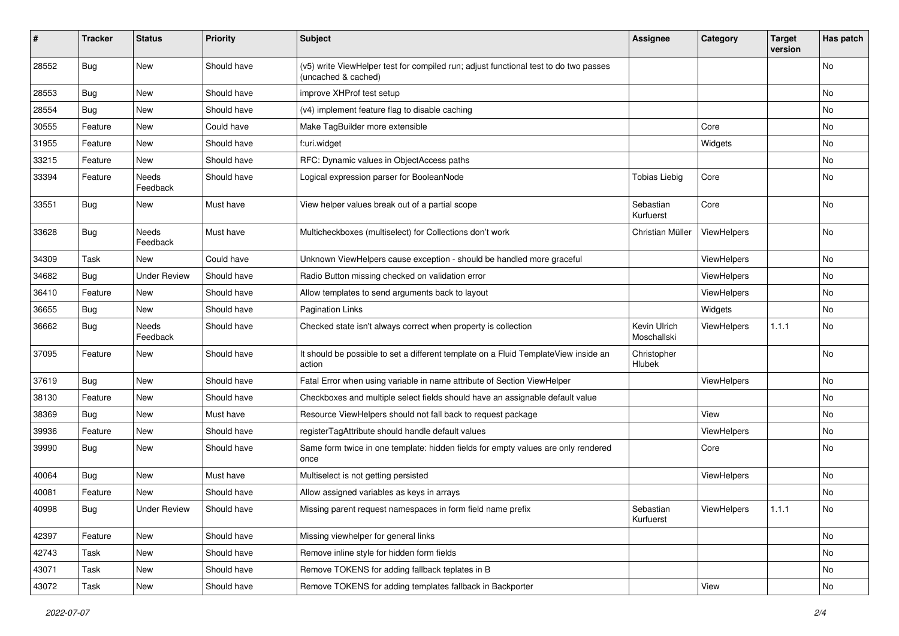| # | Tracker | Status | Priority | Subject | Assignee | Category | Target version | Has patch |
|---|---|---|---|---|---|---|---|---|
| 28552 | Bug | New | Should have | (v5) write ViewHelper test for compiled run; adjust functional test to do two passes (uncached & cached) | | | | No |
| 28553 | Bug | New | Should have | improve XHProf test setup | | | | No |
| 28554 | Bug | New | Should have | (v4) implement feature flag to disable caching | | | | No |
| 30555 | Feature | New | Could have | Make TagBuilder more extensible | | Core | | No |
| 31955 | Feature | New | Should have | f:uri.widget | | Widgets | | No |
| 33215 | Feature | New | Should have | RFC: Dynamic values in ObjectAccess paths | | | | No |
| 33394 | Feature | Needs Feedback | Should have | Logical expression parser for BooleanNode | Tobias Liebig | Core | | No |
| 33551 | Bug | New | Must have | View helper values break out of a partial scope | Sebastian Kurfuerst | Core | | No |
| 33628 | Bug | Needs Feedback | Must have | Multicheckboxes (multiselect) for Collections don't work | Christian Müller | ViewHelpers | | No |
| 34309 | Task | New | Could have | Unknown ViewHelpers cause exception - should be handled more graceful | | ViewHelpers | | No |
| 34682 | Bug | Under Review | Should have | Radio Button missing checked on validation error | | ViewHelpers | | No |
| 36410 | Feature | New | Should have | Allow templates to send arguments back to layout | | ViewHelpers | | No |
| 36655 | Bug | New | Should have | Pagination Links | | Widgets | | No |
| 36662 | Bug | Needs Feedback | Should have | Checked state isn't always correct when property is collection | Kevin Ulrich Moschallski | ViewHelpers | 1.1.1 | No |
| 37095 | Feature | New | Should have | It should be possible to set a different template on a Fluid TemplateView inside an action | Christopher Hlubek | | | No |
| 37619 | Bug | New | Should have | Fatal Error when using variable in name attribute of Section ViewHelper | | ViewHelpers | | No |
| 38130 | Feature | New | Should have | Checkboxes and multiple select fields should have an assignable default value | | | | No |
| 38369 | Bug | New | Must have | Resource ViewHelpers should not fall back to request package | | View | | No |
| 39936 | Feature | New | Should have | registerTagAttribute should handle default values | | ViewHelpers | | No |
| 39990 | Bug | New | Should have | Same form twice in one template: hidden fields for empty values are only rendered once | | Core | | No |
| 40064 | Bug | New | Must have | Multiselect is not getting persisted | | ViewHelpers | | No |
| 40081 | Feature | New | Should have | Allow assigned variables as keys in arrays | | | | No |
| 40998 | Bug | Under Review | Should have | Missing parent request namespaces in form field name prefix | Sebastian Kurfuerst | ViewHelpers | 1.1.1 | No |
| 42397 | Feature | New | Should have | Missing viewhelper for general links | | | | No |
| 42743 | Task | New | Should have | Remove inline style for hidden form fields | | | | No |
| 43071 | Task | New | Should have | Remove TOKENS for adding fallback teplates in B | | | | No |
| 43072 | Task | New | Should have | Remove TOKENS for adding templates fallback in Backporter | | View | | No |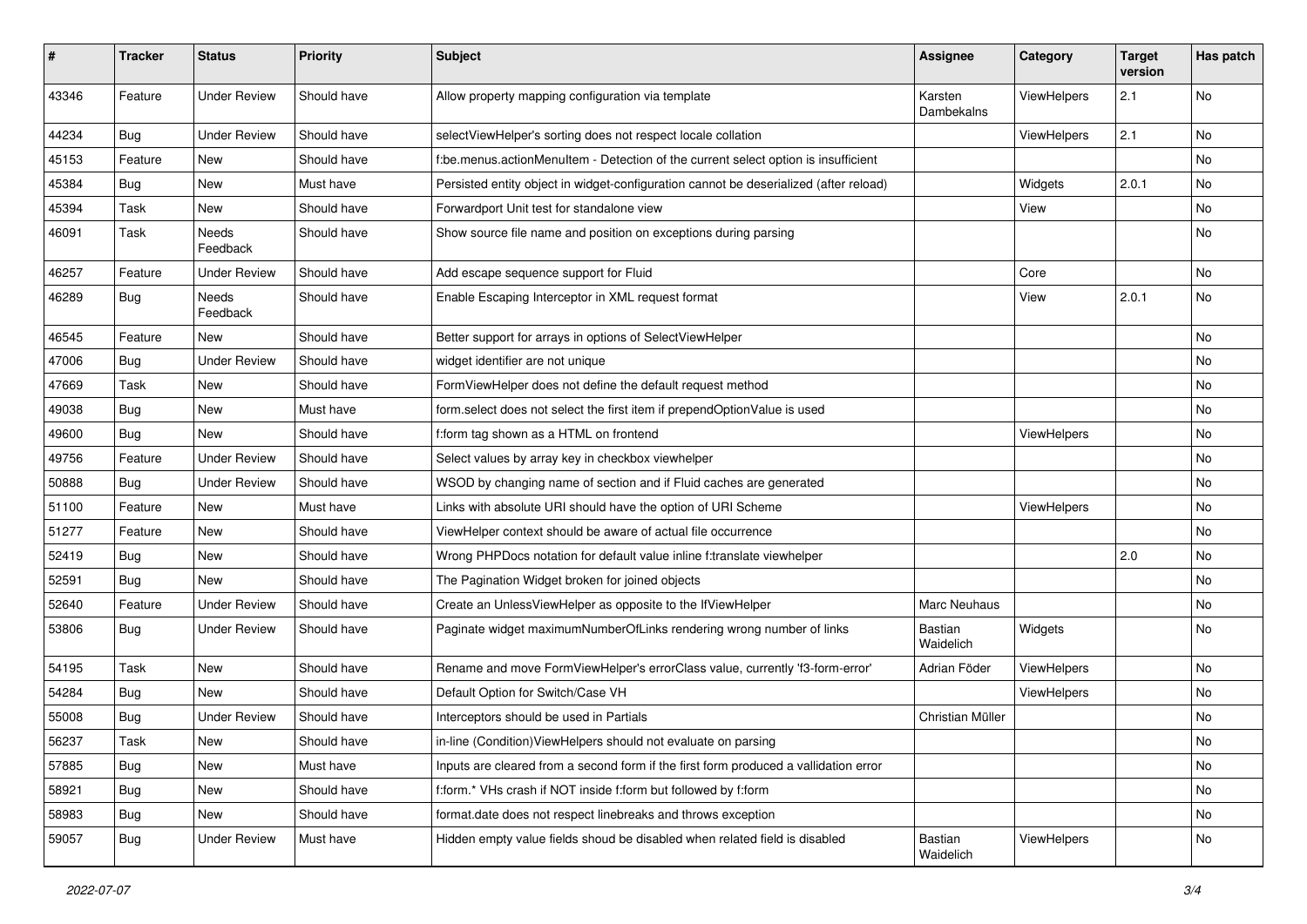| # | Tracker | Status | Priority | Subject | Assignee | Category | Target version | Has patch |
|---|---|---|---|---|---|---|---|---|
| 43346 | Feature | Under Review | Should have | Allow property mapping configuration via template | Karsten Dambekalns | ViewHelpers | 2.1 | No |
| 44234 | Bug | Under Review | Should have | selectViewHelper's sorting does not respect locale collation | | ViewHelpers | 2.1 | No |
| 45153 | Feature | New | Should have | f:be.menus.actionMenuItem - Detection of the current select option is insufficient | | | | No |
| 45384 | Bug | New | Must have | Persisted entity object in widget-configuration cannot be deserialized (after reload) | | Widgets | 2.0.1 | No |
| 45394 | Task | New | Should have | Forwardport Unit test for standalone view | | View | | No |
| 46091 | Task | Needs Feedback | Should have | Show source file name and position on exceptions during parsing | | | | No |
| 46257 | Feature | Under Review | Should have | Add escape sequence support for Fluid | | Core | | No |
| 46289 | Bug | Needs Feedback | Should have | Enable Escaping Interceptor in XML request format | | View | 2.0.1 | No |
| 46545 | Feature | New | Should have | Better support for arrays in options of SelectViewHelper | | | | No |
| 47006 | Bug | Under Review | Should have | widget identifier are not unique | | | | No |
| 47669 | Task | New | Should have | FormViewHelper does not define the default request method | | | | No |
| 49038 | Bug | New | Must have | form.select does not select the first item if prependOptionValue is used | | | | No |
| 49600 | Bug | New | Should have | f:form tag shown as a HTML on frontend | | ViewHelpers | | No |
| 49756 | Feature | Under Review | Should have | Select values by array key in checkbox viewhelper | | | | No |
| 50888 | Bug | Under Review | Should have | WSOD by changing name of section and if Fluid caches are generated | | | | No |
| 51100 | Feature | New | Must have | Links with absolute URI should have the option of URI Scheme | | ViewHelpers | | No |
| 51277 | Feature | New | Should have | ViewHelper context should be aware of actual file occurrence | | | | No |
| 52419 | Bug | New | Should have | Wrong PHPDocs notation for default value inline f:translate viewhelper | | | 2.0 | No |
| 52591 | Bug | New | Should have | The Pagination Widget broken for joined objects | | | | No |
| 52640 | Feature | Under Review | Should have | Create an UnlessViewHelper as opposite to the IfViewHelper | Marc Neuhaus | | | No |
| 53806 | Bug | Under Review | Should have | Paginate widget maximumNumberOfLinks rendering wrong number of links | Bastian Waidelich | Widgets | | No |
| 54195 | Task | New | Should have | Rename and move FormViewHelper's errorClass value, currently 'f3-form-error' | Adrian Föder | ViewHelpers | | No |
| 54284 | Bug | New | Should have | Default Option for Switch/Case VH | | ViewHelpers | | No |
| 55008 | Bug | Under Review | Should have | Interceptors should be used in Partials | Christian Müller | | | No |
| 56237 | Task | New | Should have | in-line (Condition)ViewHelpers should not evaluate on parsing | | | | No |
| 57885 | Bug | New | Must have | Inputs are cleared from a second form if the first form produced a vallidation error | | | | No |
| 58921 | Bug | New | Should have | f:form.* VHs crash if NOT inside f:form but followed by f:form | | | | No |
| 58983 | Bug | New | Should have | format.date does not respect linebreaks and throws exception | | | | No |
| 59057 | Bug | Under Review | Must have | Hidden empty value fields shoud be disabled when related field is disabled | Bastian Waidelich | ViewHelpers | | No |

2022-07-07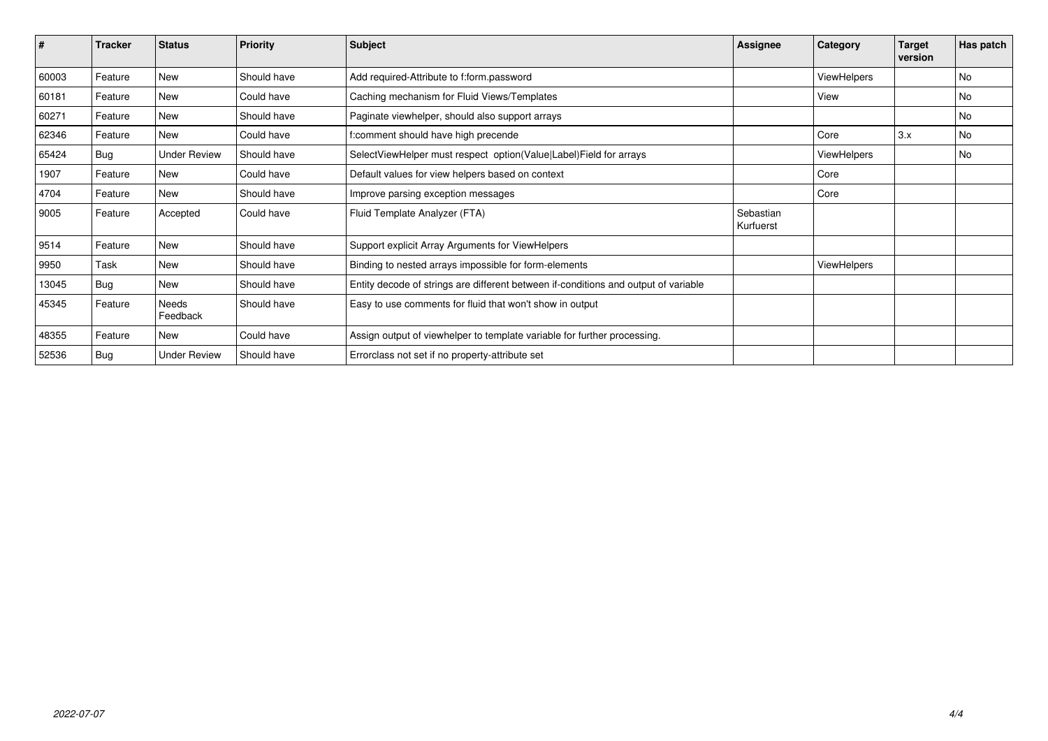| # | Tracker | Status | Priority | Subject | Assignee | Category | Target version | Has patch |
|---|---|---|---|---|---|---|---|---|
| 60003 | Feature | New | Should have | Add required-Attribute to f:form.password | | ViewHelpers | | No |
| 60181 | Feature | New | Could have | Caching mechanism for Fluid Views/Templates | | View | | No |
| 60271 | Feature | New | Should have | Paginate viewhelper, should also support arrays | | | | No |
| 62346 | Feature | New | Could have | f:comment should have high precende | | Core | 3.x | No |
| 65424 | Bug | Under Review | Should have | SelectViewHelper must respect option(Value\|Label)Field for arrays | | ViewHelpers | | No |
| 1907 | Feature | New | Could have | Default values for view helpers based on context | | Core | | |
| 4704 | Feature | New | Should have | Improve parsing exception messages | | Core | | |
| 9005 | Feature | Accepted | Could have | Fluid Template Analyzer (FTA) | Sebastian Kurfuerst | | | |
| 9514 | Feature | New | Should have | Support explicit Array Arguments for ViewHelpers | | | | |
| 9950 | Task | New | Should have | Binding to nested arrays impossible for form-elements | | ViewHelpers | | |
| 13045 | Bug | New | Should have | Entity decode of strings are different between if-conditions and output of variable | | | | |
| 45345 | Feature | Needs Feedback | Should have | Easy to use comments for fluid that won't show in output | | | | |
| 48355 | Feature | New | Could have | Assign output of viewhelper to template variable for further processing. | | | | |
| 52536 | Bug | Under Review | Should have | Errorclass not set if no property-attribute set | | | | |